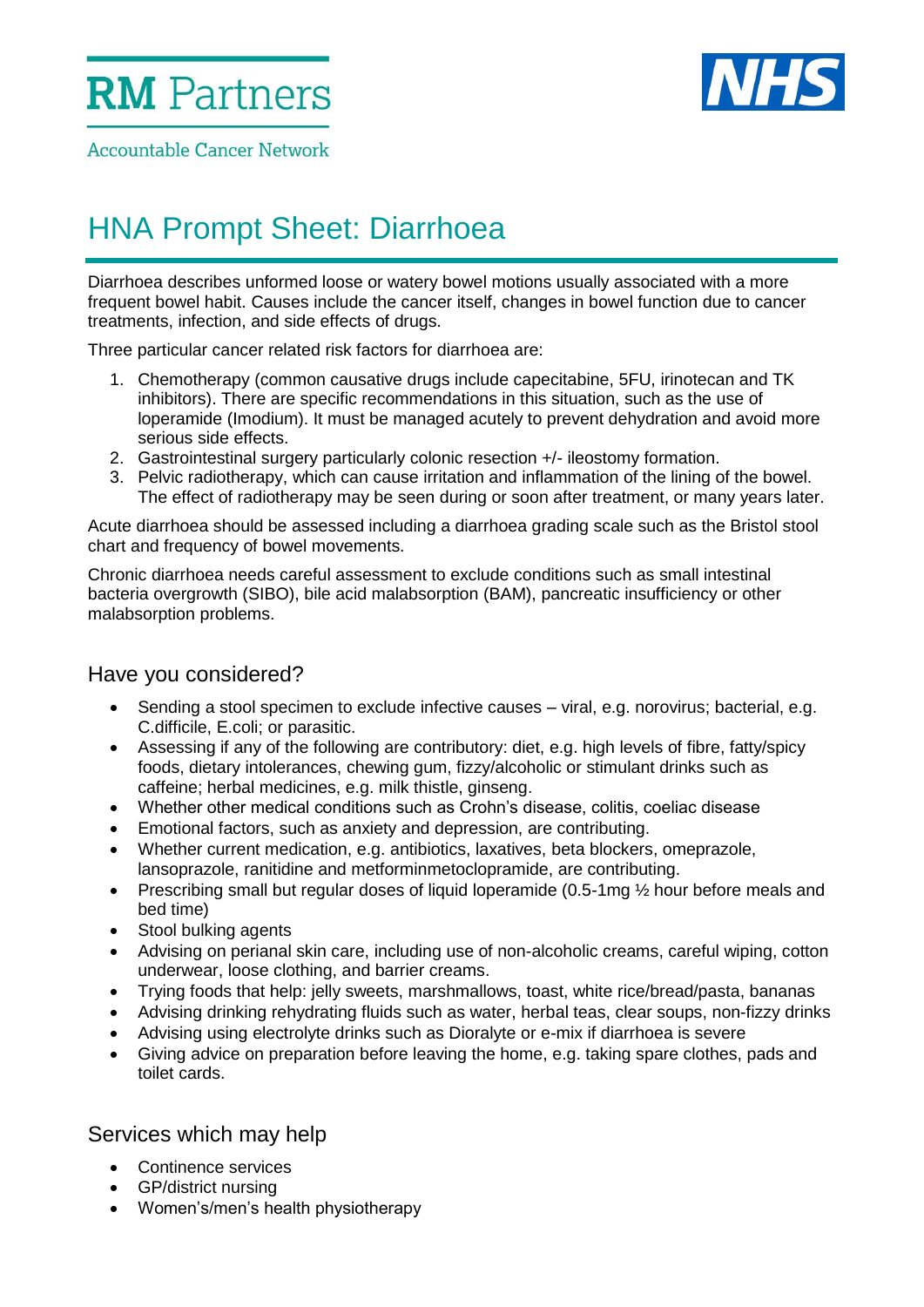RM Partners

Accountable Cancer Network

NHS

# HNA Prompt Sheet: Diarrhoea

Diarrhoea describes unformed loose or watery bowel motions usually associated with a more frequent bowel habit. Causes include the cancer itself, changes in bowel function due to cancer treatments, infection, and side effects of drugs.

Three particular cancer related risk factors for diarrhoea are:

1. Chemotherapy (common causative drugs include capecitabine, 5FU, irinotecan and TK inhibitors). There are specific recommendations in this situation, such as the use of loperamide (Imodium). It must be managed acutely to prevent dehydration and avoid more serious side effects.
2. Gastrointestinal surgery particularly colonic resection +/- ileostomy formation.
3. Pelvic radiotherapy, which can cause irritation and inflammation of the lining of the bowel. The effect of radiotherapy may be seen during or soon after treatment, or many years later.

Acute diarrhoea should be assessed including a diarrhoea grading scale such as the Bristol stool chart and frequency of bowel movements.

Chronic diarrhoea needs careful assessment to exclude conditions such as small intestinal bacteria overgrowth (SIBO), bile acid malabsorption (BAM), pancreatic insufficiency or other malabsorption problems.

## Have you considered?

- Sending a stool specimen to exclude infective causes – viral, e.g. norovirus; bacterial, e.g. C.difficile, E.coli; or parasitic.
- Assessing if any of the following are contributory: diet, e.g. high levels of fibre, fatty/spicy foods, dietary intolerances, chewing gum, fizzy/alcoholic or stimulant drinks such as caffeine; herbal medicines, e.g. milk thistle, ginseng.
- Whether other medical conditions such as Crohn's disease, colitis, coeliac disease
- Emotional factors, such as anxiety and depression, are contributing.
- Whether current medication, e.g. antibiotics, laxatives, beta blockers, omeprazole, lansoprazole, ranitidine and metforminmetoclopramide, are contributing.
- Prescribing small but regular doses of liquid loperamide (0.5-1mg ½ hour before meals and bed time)
- Stool bulking agents
- Advising on perianal skin care, including use of non-alcoholic creams, careful wiping, cotton underwear, loose clothing, and barrier creams.
- Trying foods that help: jelly sweets, marshmallows, toast, white rice/bread/pasta, bananas
- Advising drinking rehydrating fluids such as water, herbal teas, clear soups, non-fizzy drinks
- Advising using electrolyte drinks such as Dioralyte or e-mix if diarrhoea is severe
- Giving advice on preparation before leaving the home, e.g. taking spare clothes, pads and toilet cards.

## Services which may help

- Continence services
- GP/district nursing
- Women's/men's health physiotherapy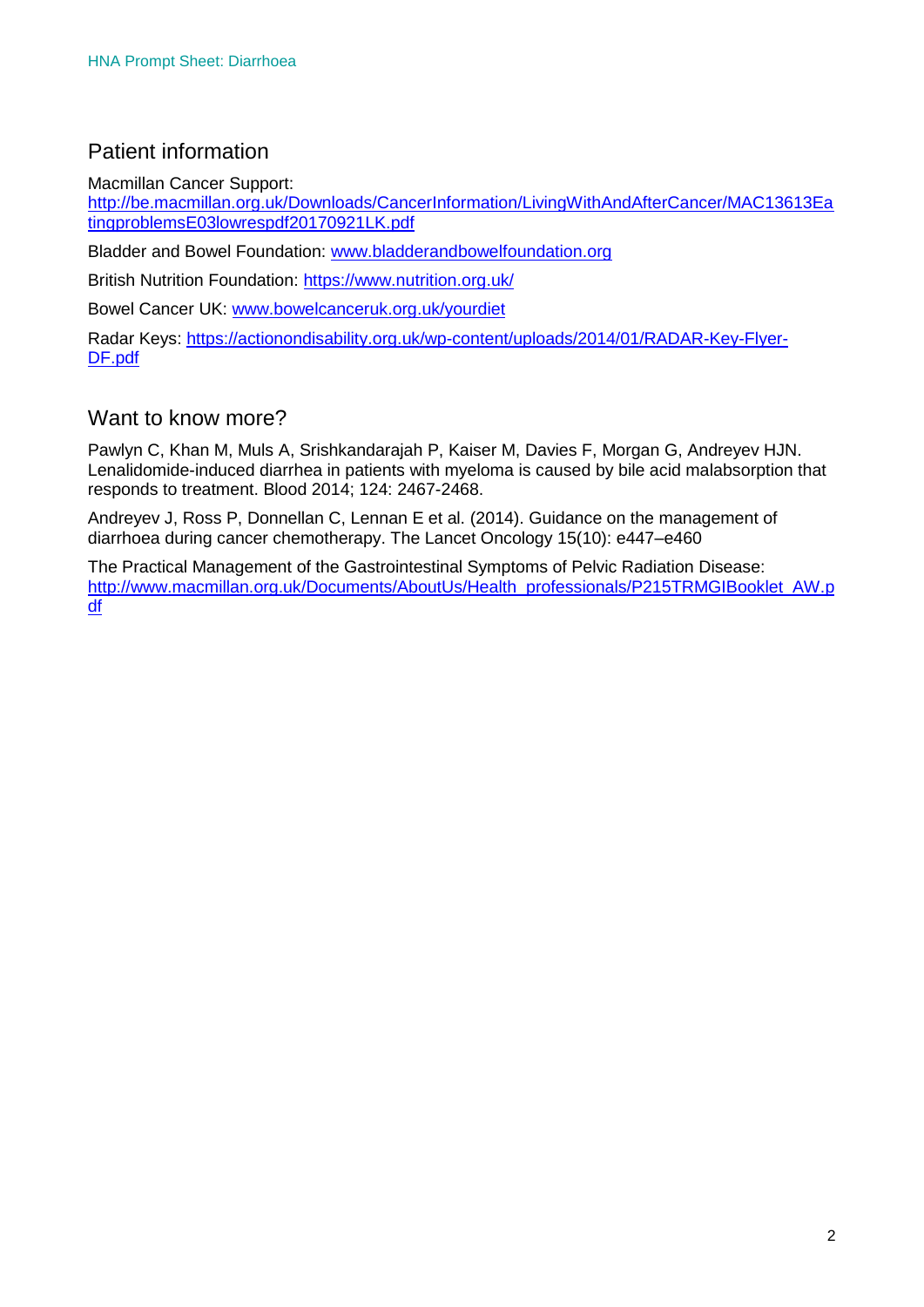## Patient information

Macmillan Cancer Support: http://be.macmillan.org.uk/Downloads/CancerInformation/LivingWithAndAfterCancer/MAC13613EatingproblemsE03lowrespdf20170921LK.pdf

Bladder and Bowel Foundation: www.bladderandbowelfoundation.org

British Nutrition Foundation: https://www.nutrition.org.uk/

Bowel Cancer UK: www.bowelcanceruk.org.uk/yourdiet

Radar Keys: https://actionondisability.org.uk/wp-content/uploads/2014/01/RADAR-Key-Flyer-DF.pdf

## Want to know more?

Pawlyn C, Khan M, Muls A, Srishkandarajah P, Kaiser M, Davies F, Morgan G, Andreyev HJN. Lenalidomide-induced diarrhea in patients with myeloma is caused by bile acid malabsorption that responds to treatment. Blood 2014; 124: 2467-2468.

Andreyev J, Ross P, Donnellan C, Lennan E et al. (2014). Guidance on the management of diarrhoea during cancer chemotherapy. The Lancet Oncology 15(10): e447–e460

The Practical Management of the Gastrointestinal Symptoms of Pelvic Radiation Disease: http://www.macmillan.org.uk/Documents/AboutUs/Health_professionals/P215TRMGIBooklet_AW.pdf